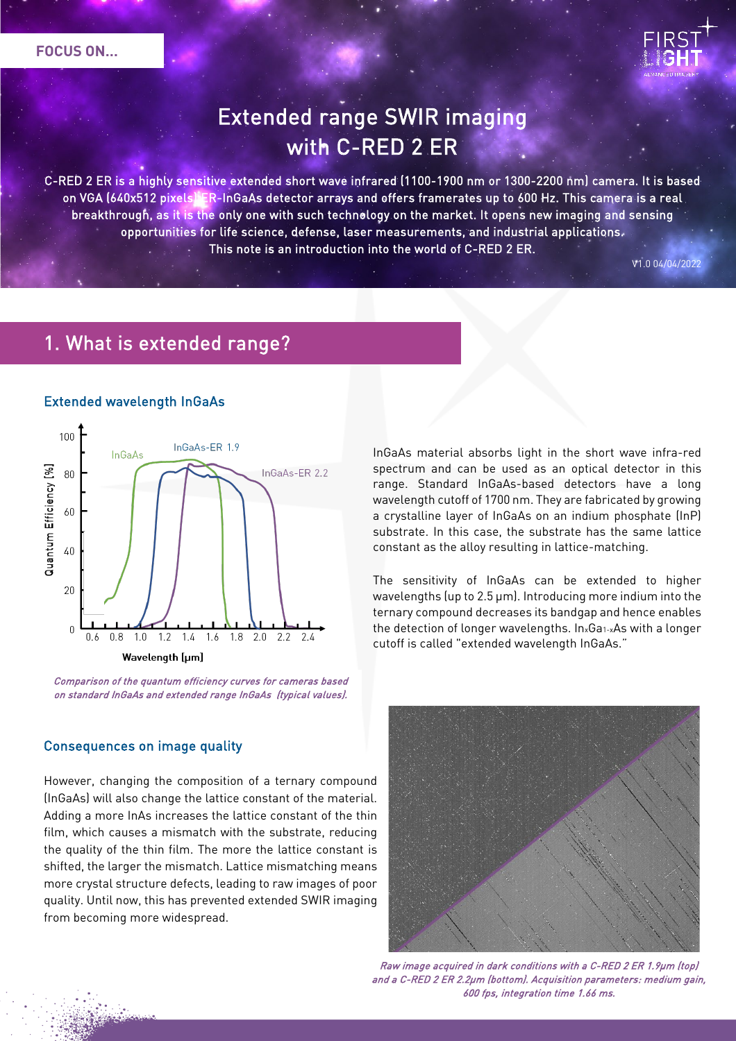FOCUS ON...

# Extended range SWIR imaging with C-RED 2 ER

C-RED 2 ER is a highly sensitive extended short wave infrared (1100-1900 nm or 1300-2200 nm) camera. It is based on VGA (640x512 pixels) ER-InGaAs detector arrays and offers framerates up to 600 Hz. This camera is a real breakthrough, as it is the only one with such technology on the market. It opens new imaging and sensing opportunities for life science, defense, laser measurements, and industrial applications. This note is an introduction into the world of C-RED 2 ER.

V1.0 04/04/2022

## 1. What is extended range?

### Extended wavelength InGaAs

*Comparison of the quantum efficiency curves for cameras based on standard InGaAs and extended range InGaAs (typical values).*

InGaAs material absorbs light in the short wave infra-red spectrum and can be used as an optical detector in this range. Standard InGaAs-based detectors have a long wavelength cutoff of 1700 nm. They are fabricated by growing a crystalline layer of InGaAs on an indium phosphate (InP) substrate. In this case, the substrate has the same lattice constant as the alloy resulting in lattice-matching.

The sensitivity of InGaAs can be extended to higher wavelengths (up to 2.5 µm). Introducing more indium into the ternary compound decreases its bandgap and hence enables the detection of longer wavelengths. $In_xGa_{1-x}As$ with a longer cutoff is called "extended wavelength InGaAs."

### Consequences on image quality

However, changing the composition of a ternary compound (InGaAs) will also change the lattice constant of the material. Adding a more InAs increases the lattice constant of the thin film, which causes a mismatch with the substrate, reducing the quality of the thin film. The more the lattice constant is shifted, the larger the mismatch. Lattice mismatching means more crystal structure defects, leading to raw images of poor quality. Until now, this has prevented extended SWIR imaging from becoming more widespread.

*Raw image acquired in dark conditions with a C-RED 2 ER 1.9µm (top) and a C-RED 2 ER 2.2µm (bottom). Acquisition parameters: medium gain, 600 fps, integration time 1.66 ms.*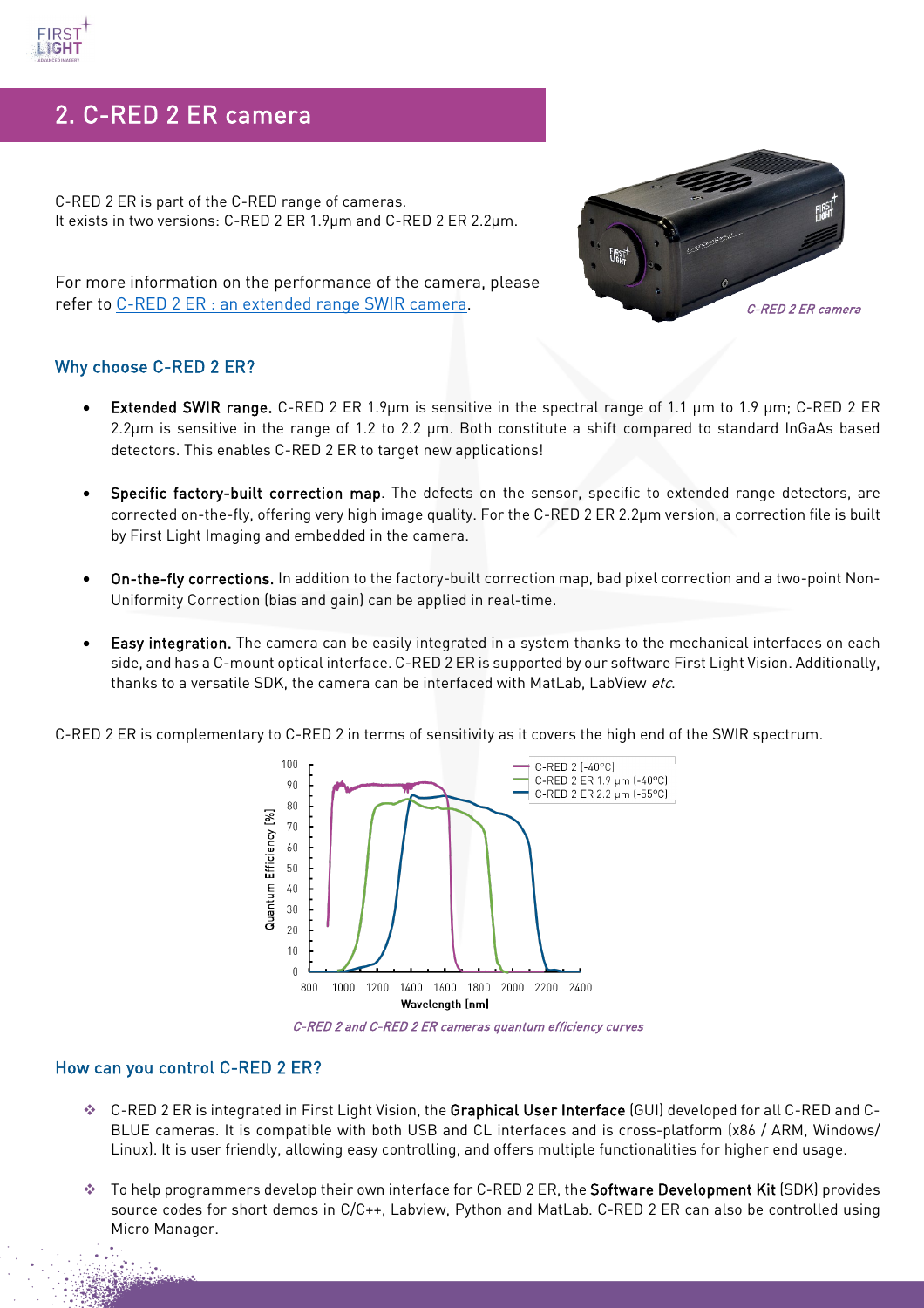## 2. C-RED 2 ER camera

C-RED 2 ER is part of the C-RED range of cameras.
It exists in two versions: C-RED 2 ER 1.9µm and C-RED 2 ER 2.2µm.

For more information on the performance of the camera, please refer to C-RED 2 ER : an extended range SWIR camera.

*C-RED 2 ER camera*

### Why choose C-RED 2 ER?

- **Extended SWIR range.** C-RED 2 ER 1.9µm is sensitive in the spectral range of 1.1 µm to 1.9 µm; C-RED 2 ER 2.2µm is sensitive in the range of 1.2 to 2.2 µm. Both constitute a shift compared to standard InGaAs based detectors. This enables C-RED 2 ER to target new applications!
- **Specific factory-built correction map**. The defects on the sensor, specific to extended range detectors, are corrected on-the-fly, offering very high image quality. For the C-RED 2 ER 2.2µm version, a correction file is built by First Light Imaging and embedded in the camera.
- **On-the-fly corrections.** In addition to the factory-built correction map, bad pixel correction and a two-point Non-Uniformity Correction (bias and gain) can be applied in real-time.
- **Easy integration.** The camera can be easily integrated in a system thanks to the mechanical interfaces on each side, and has a C-mount optical interface. C-RED 2 ER is supported by our software First Light Vision. Additionally, thanks to a versatile SDK, the camera can be interfaced with MatLab, LabView *etc.*

C-RED 2 ER is complementary to C-RED 2 in terms of sensitivity as it covers the high end of the SWIR spectrum.

*C-RED 2 and C-RED 2 ER cameras quantum efficiency curves*

### How can you control C-RED 2 ER?

- C-RED 2 ER is integrated in First Light Vision, the **Graphical User Interface** (GUI) developed for all C-RED and C-BLUE cameras. It is compatible with both USB and CL interfaces and is cross-platform (x86 / ARM, Windows/ Linux). It is user friendly, allowing easy controlling, and offers multiple functionalities for higher end usage.
- To help programmers develop their own interface for C-RED 2 ER, the **Software Development Kit** (SDK) provides source codes for short demos in C/C++, Labview, Python and MatLab. C-RED 2 ER can also be controlled using Micro Manager.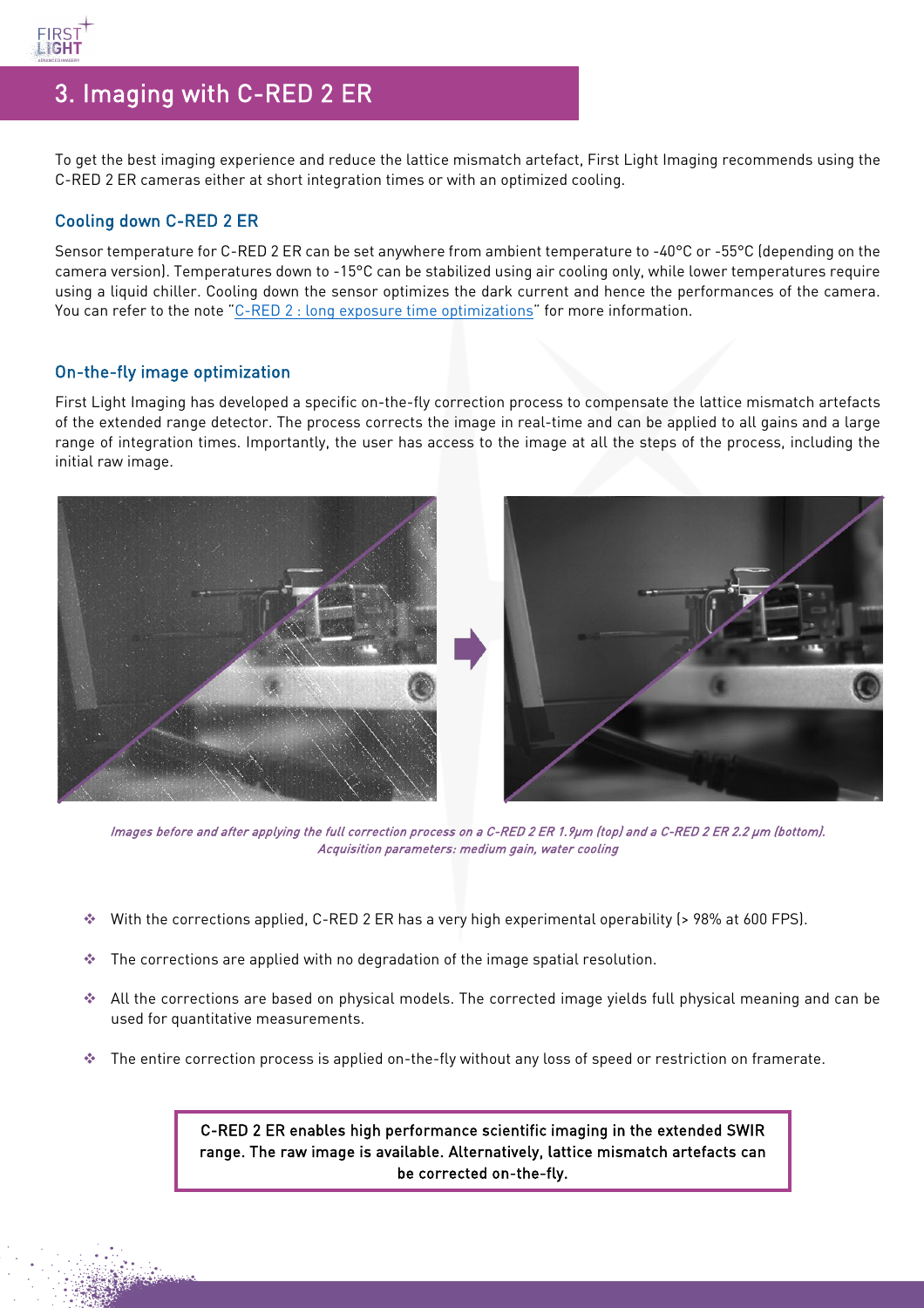## 3. Imaging with C-RED 2 ER

To get the best imaging experience and reduce the lattice mismatch artefact, First Light Imaging recommends using the C-RED 2 ER cameras either at short integration times or with an optimized cooling.

### Cooling down C-RED 2 ER

Sensor temperature for C-RED 2 ER can be set anywhere from ambient temperature to -40°C or -55°C (depending on the camera version). Temperatures down to -15°C can be stabilized using air cooling only, while lower temperatures require using a liquid chiller. Cooling down the sensor optimizes the dark current and hence the performances of the camera. You can refer to the note "C-RED 2 : long exposure time optimizations" for more information.

### On-the-fly image optimization

First Light Imaging has developed a specific on-the-fly correction process to compensate the lattice mismatch artefacts of the extended range detector. The process corrects the image in real-time and can be applied to all gains and a large range of integration times. Importantly, the user has access to the image at all the steps of the process, including the initial raw image.

*Images before and after applying the full correction process on a C-RED 2 ER 1.9µm (top) and a C-RED 2 ER 2.2 µm (bottom). Acquisition parameters: medium gain, water cooling*

- With the corrections applied, C-RED 2 ER has a very high experimental operability (> 98% at 600 FPS).
- The corrections are applied with no degradation of the image spatial resolution.
- All the corrections are based on physical models. The corrected image yields full physical meaning and can be used for quantitative measurements.
- The entire correction process is applied on-the-fly without any loss of speed or restriction on framerate.

**C-RED 2 ER enables high performance scientific imaging in the extended SWIR range. The raw image is available. Alternatively, lattice mismatch artefacts can be corrected on-the-fly.**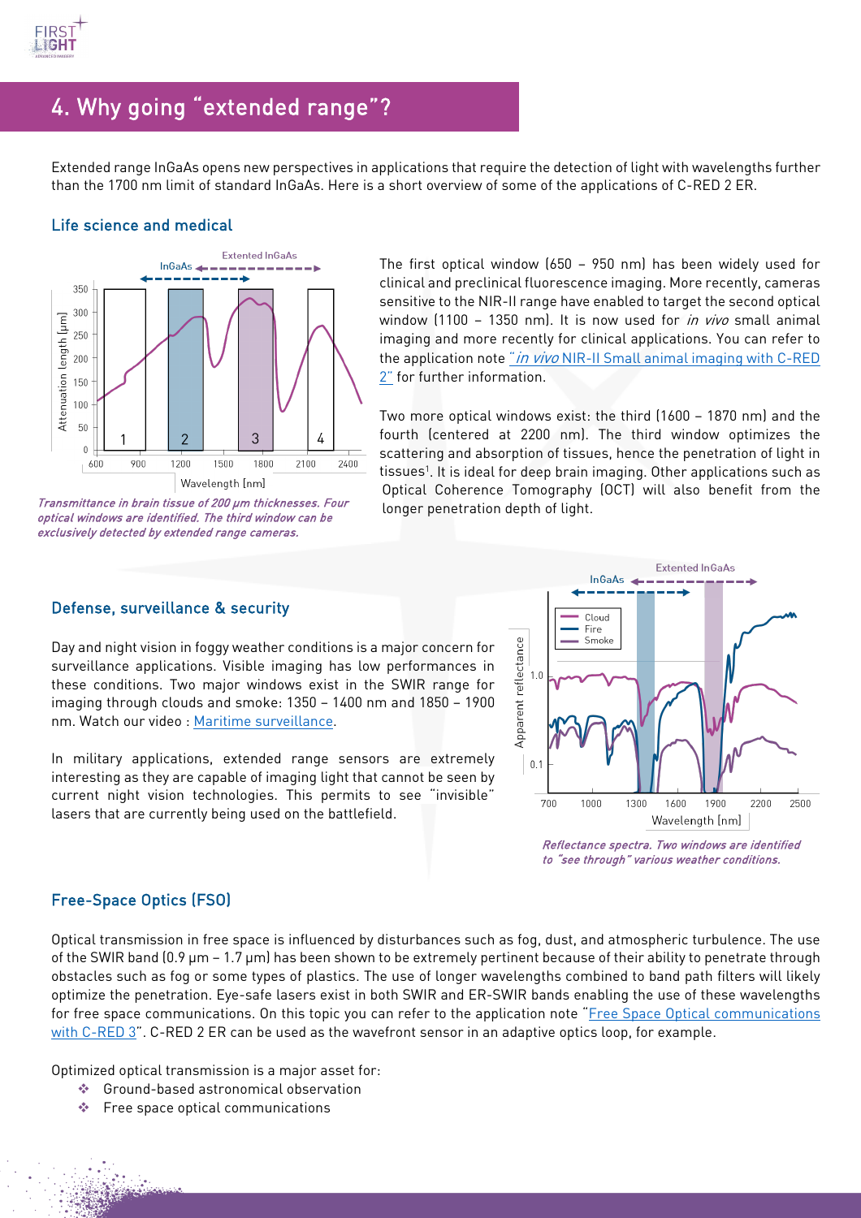## 4. Why going "extended range"?

Extended range InGaAs opens new perspectives in applications that require the detection of light with wavelengths further than the 1700 nm limit of standard InGaAs. Here is a short overview of some of the applications of C-RED 2 ER.

### Life science and medical

*Transmittance in brain tissue of 200 µm thicknesses. Four optical windows are identified. The third window can be exclusively detected by extended range cameras.*

The first optical window (650 – 950 nm) has been widely used for clinical and preclinical fluorescence imaging. More recently, cameras sensitive to the NIR-II range have enabled to target the second optical window (1100 – 1350 nm). It is now used for *in vivo* small animal imaging and more recently for clinical applications. You can refer to the application note "*in vivo* NIR-II Small animal imaging with C-RED 2" for further information.

Two more optical windows exist: the third (1600 – 1870 nm) and the fourth (centered at 2200 nm). The third window optimizes the scattering and absorption of tissues, hence the penetration of light in tissues[1]. It is ideal for deep brain imaging. Other applications such as Optical Coherence Tomography (OCT) will also benefit from the longer penetration depth of light.

### Defense, surveillance & security

Day and night vision in foggy weather conditions is a major concern for surveillance applications. Visible imaging has low performances in these conditions. Two major windows exist in the SWIR range for imaging through clouds and smoke: 1350 – 1400 nm and 1850 – 1900 nm. Watch our video : Maritime surveillance.

In military applications, extended range sensors are extremely interesting as they are capable of imaging light that cannot be seen by current night vision technologies. This permits to see "invisible" lasers that are currently being used on the battlefield.

*Reflectance spectra. Two windows are identified to "see through" various weather conditions.*

### Free-Space Optics (FSO)

Optical transmission in free space is influenced by disturbances such as fog, dust, and atmospheric turbulence. The use of the SWIR band (0.9 µm – 1.7 µm) has been shown to be extremely pertinent because of their ability to penetrate through obstacles such as fog or some types of plastics. The use of longer wavelengths combined to band path filters will likely optimize the penetration. Eye-safe lasers exist in both SWIR and ER-SWIR bands enabling the use of these wavelengths for free space communications. On this topic you can refer to the application note "Free Space Optical communications with C-RED 3". C-RED 2 ER can be used as the wavefront sensor in an adaptive optics loop, for example.

Optimized optical transmission is a major asset for:

- Ground-based astronomical observation
- Free space optical communications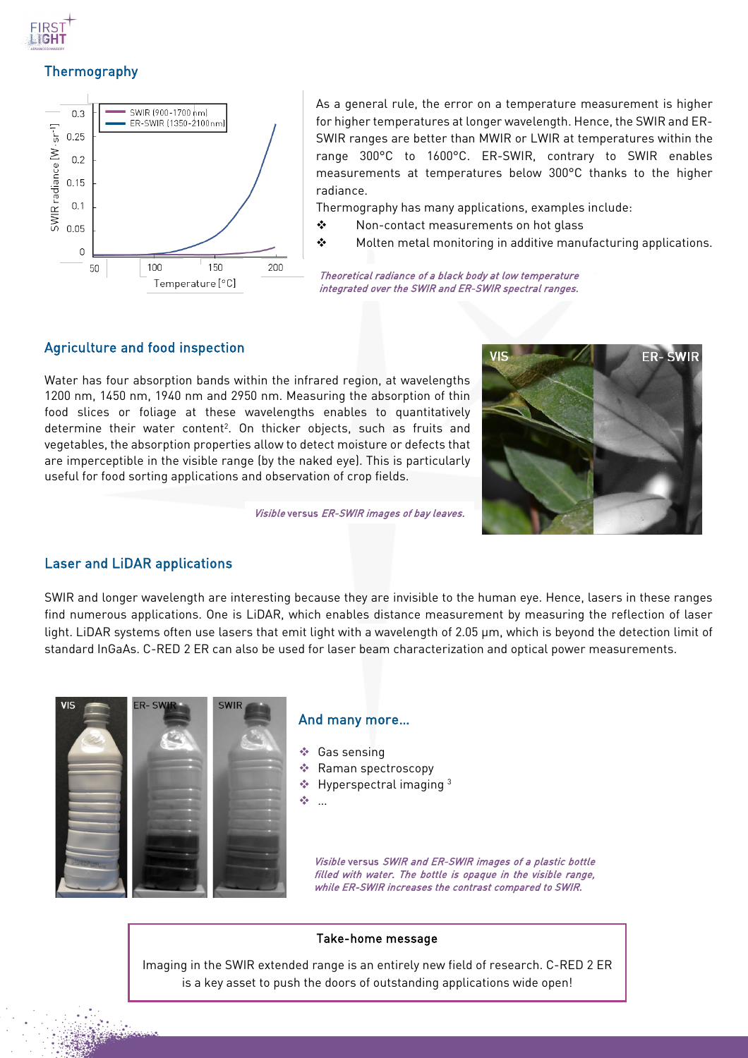## Thermography

As a general rule, the error on a temperature measurement is higher for higher temperatures at longer wavelength. Hence, the SWIR and ER-SWIR ranges are better than MWIR or LWIR at temperatures within the range 300°C to 1600°C. ER-SWIR, contrary to SWIR enables measurements at temperatures below 300°C thanks to the higher radiance.

Thermography has many applications, examples include:

- Non-contact measurements on hot glass
- Molten metal monitoring in additive manufacturing applications.

*Theoretical radiance of a black body at low temperature integrated over the SWIR and ER-SWIR spectral ranges.*

## Agriculture and food inspection

Water has four absorption bands within the infrared region, at wavelengths 1200 nm, 1450 nm, 1940 nm and 2950 nm. Measuring the absorption of thin food slices or foliage at these wavelengths enables to quantitatively determine their water content[2]. On thicker objects, such as fruits and vegetables, the absorption properties allow to detect moisture or defects that are imperceptible in the visible range (by the naked eye). This is particularly useful for food sorting applications and observation of crop fields.

*Visible versus ER-SWIR images of bay leaves.*

## Laser and LiDAR applications

SWIR and longer wavelength are interesting because they are invisible to the human eye. Hence, lasers in these ranges find numerous applications. One is LiDAR, which enables distance measurement by measuring the reflection of laser light. LiDAR systems often use lasers that emit light with a wavelength of 2.05 µm, which is beyond the detection limit of standard InGaAs. C-RED 2 ER can also be used for laser beam characterization and optical power measurements.

## And many more…

- Gas sensing
- Raman spectroscopy
- Hyperspectral imaging [3]
- …

*Visible versus SWIR and ER-SWIR images of a plastic bottle filled with water. The bottle is opaque in the visible range, while ER-SWIR increases the contrast compared to SWIR.*

**Take-home message**

Imaging in the SWIR extended range is an entirely new field of research. C-RED 2 ER is a key asset to push the doors of outstanding applications wide open!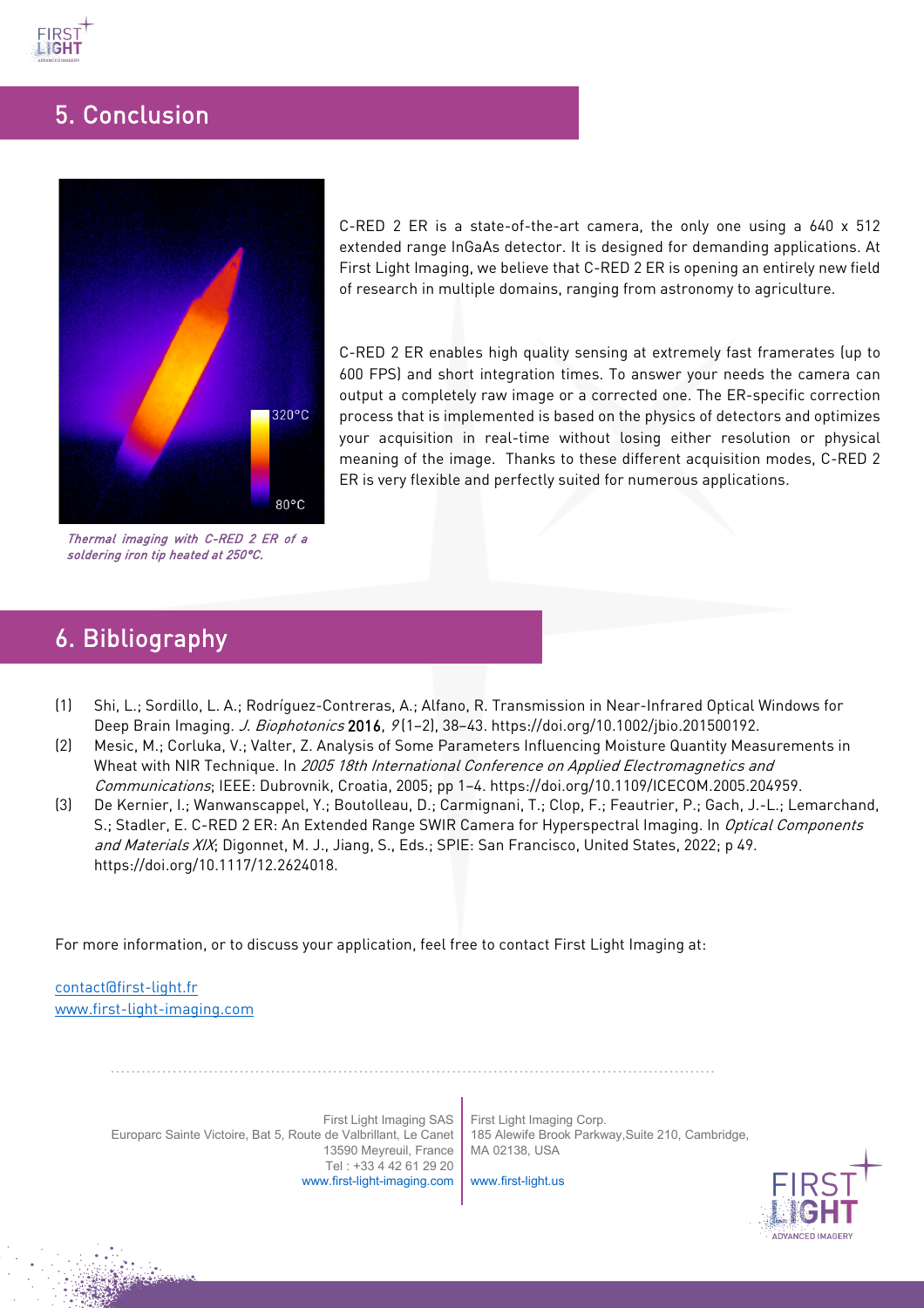## 5. Conclusion

320°C

80°C

*Thermal imaging with C-RED 2 ER of a soldering iron tip heated at 250°C.*

C-RED 2 ER is a state-of-the-art camera, the only one using a 640 x 512 extended range InGaAs detector. It is designed for demanding applications. At First Light Imaging, we believe that C-RED 2 ER is opening an entirely new field of research in multiple domains, ranging from astronomy to agriculture.

C-RED 2 ER enables high quality sensing at extremely fast framerates (up to 600 FPS) and short integration times. To answer your needs the camera can output a completely raw image or a corrected one. The ER-specific correction process that is implemented is based on the physics of detectors and optimizes your acquisition in real-time without losing either resolution or physical meaning of the image. Thanks to these different acquisition modes, C-RED 2 ER is very flexible and perfectly suited for numerous applications.

## 6. Bibliography

(1) Shi, L.; Sordillo, L. A.; Rodríguez-Contreras, A.; Alfano, R. Transmission in Near-Infrared Optical Windows for Deep Brain Imaging. *J. Biophotonics* **2016**, *9* (1–2), 38–43. https://doi.org/10.1002/jbio.201500192.

(2) Mesic, M.; Corluka, V.; Valter, Z. Analysis of Some Parameters Influencing Moisture Quantity Measurements in Wheat with NIR Technique. In *2005 18th International Conference on Applied Electromagnetics and Communications*; IEEE: Dubrovnik, Croatia, 2005; pp 1–4. https://doi.org/10.1109/ICECOM.2005.204959.

(3) De Kernier, I.; Wanwanscappel, Y.; Boutolleau, D.; Carmignani, T.; Clop, F.; Feautrier, P.; Gach, J.-L.; Lemarchand, S.; Stadler, E. C-RED 2 ER: An Extended Range SWIR Camera for Hyperspectral Imaging. In *Optical Components and Materials XIX*; Digonnet, M. J., Jiang, S., Eds.; SPIE: San Francisco, United States, 2022; p 49. https://doi.org/10.1117/12.2624018.

For more information, or to discuss your application, feel free to contact First Light Imaging at:

contact@first-light.fr
www.first-light-imaging.com

First Light Imaging SAS
Europarc Sainte Victoire, Bat 5, Route de Valbrillant, Le Canet
13590 Meyreuil, France
Tel : +33 4 42 61 29 20
www.first-light-imaging.com

First Light Imaging Corp.
185 Alewife Brook Parkway,Suite 210, Cambridge, MA 02138, USA
www.first-light.us